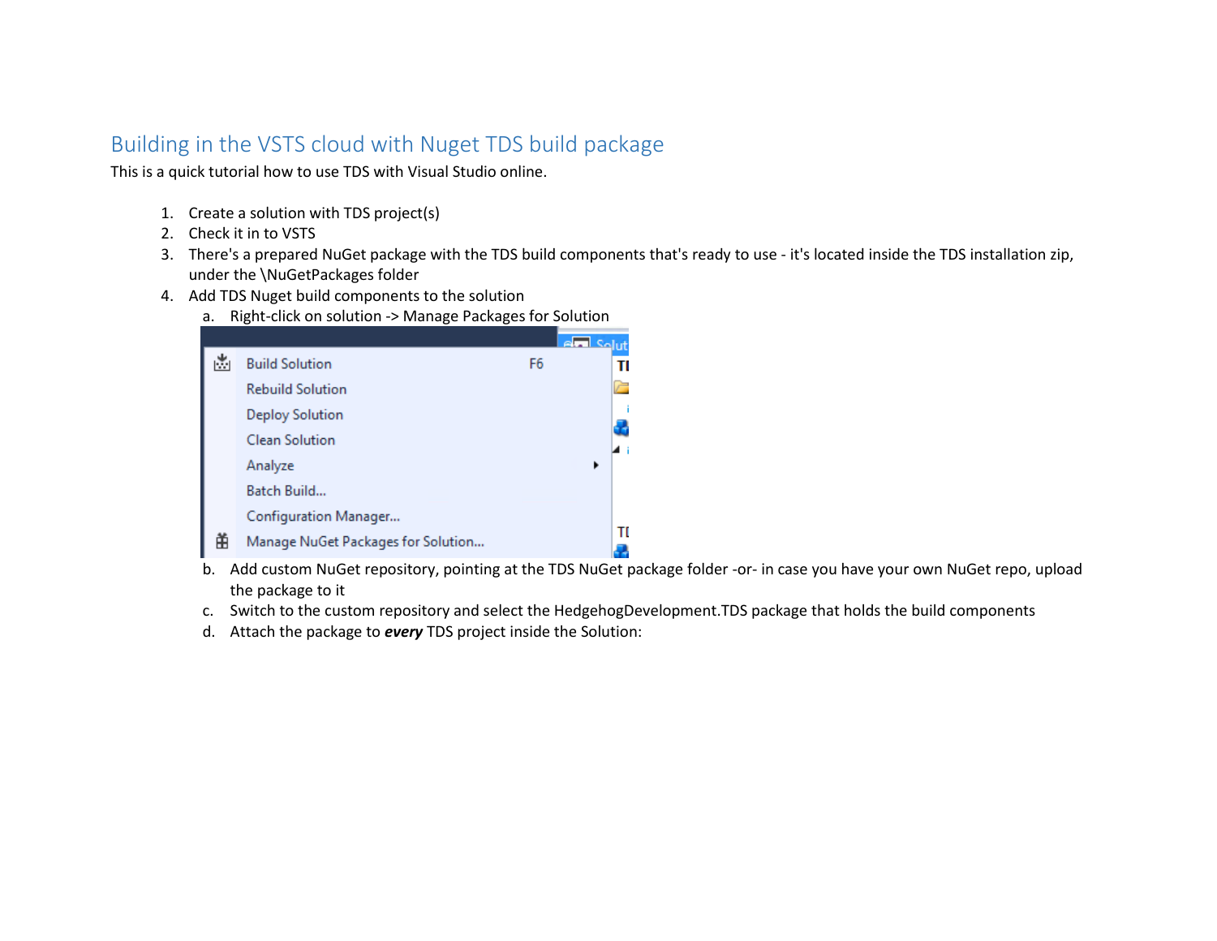## Building in the VSTS cloud with Nuget TDS build package

This is a quick tutorial how to use TDS with Visual Studio online.

1. Create a solution with TDS project(s)
2. Check it in to VSTS
3. There's a prepared NuGet package with the TDS build components that's ready to use - it's located inside the TDS installation zip, under the \NuGetPackages folder
4. Add TDS Nuget build components to the solution
    a. Right-click on solution -> Manage Packages for Solution
    b. Add custom NuGet repository, pointing at the TDS NuGet package folder -or- in case you have your own NuGet repo, upload the package to it
    c. Switch to the custom repository and select the HedgehogDevelopment.TDS package that holds the build components
    d. Attach the package to ***every*** TDS project inside the Solution: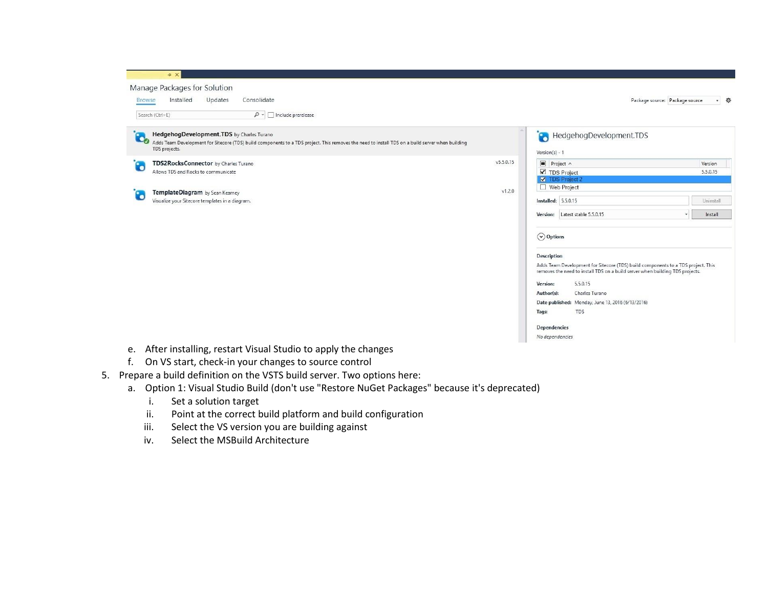e. After installing, restart Visual Studio to apply the changes

   f. On VS start, check-in your changes to source control

5. Prepare a build definition on the VSTS build server. Two options here:

   a. Option 1: Visual Studio Build (don't use "Restore NuGet Packages" because it's deprecated)

      i. Set a solution target

      ii. Point at the correct build platform and build configuration

      iii. Select the VS version you are building against

      iv. Select the MSBuild Architecture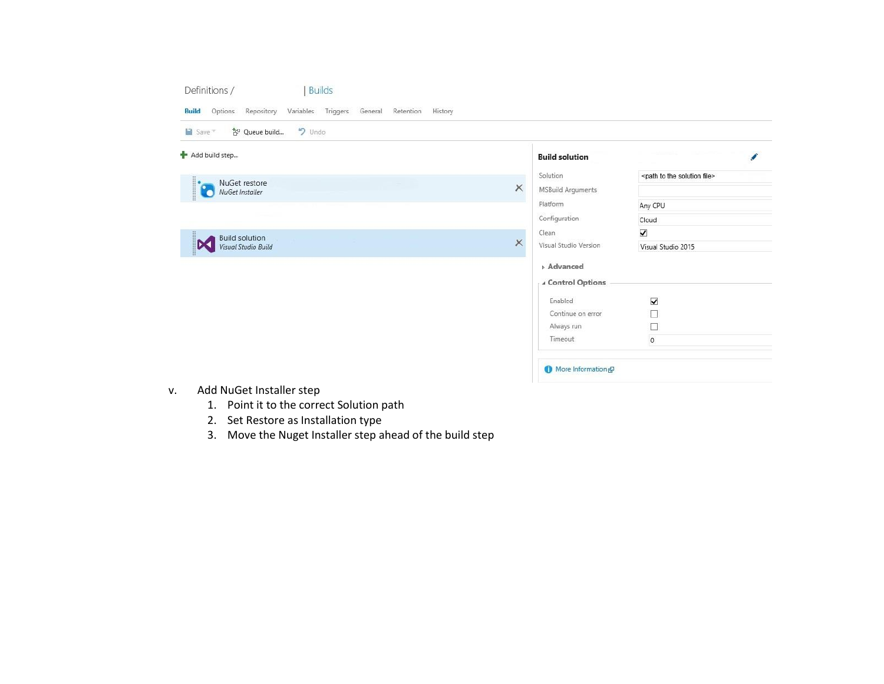v. Add NuGet Installer step
   1. Point it to the correct Solution path
   2. Set Restore as Installation type
   3. Move the Nuget Installer step ahead of the build step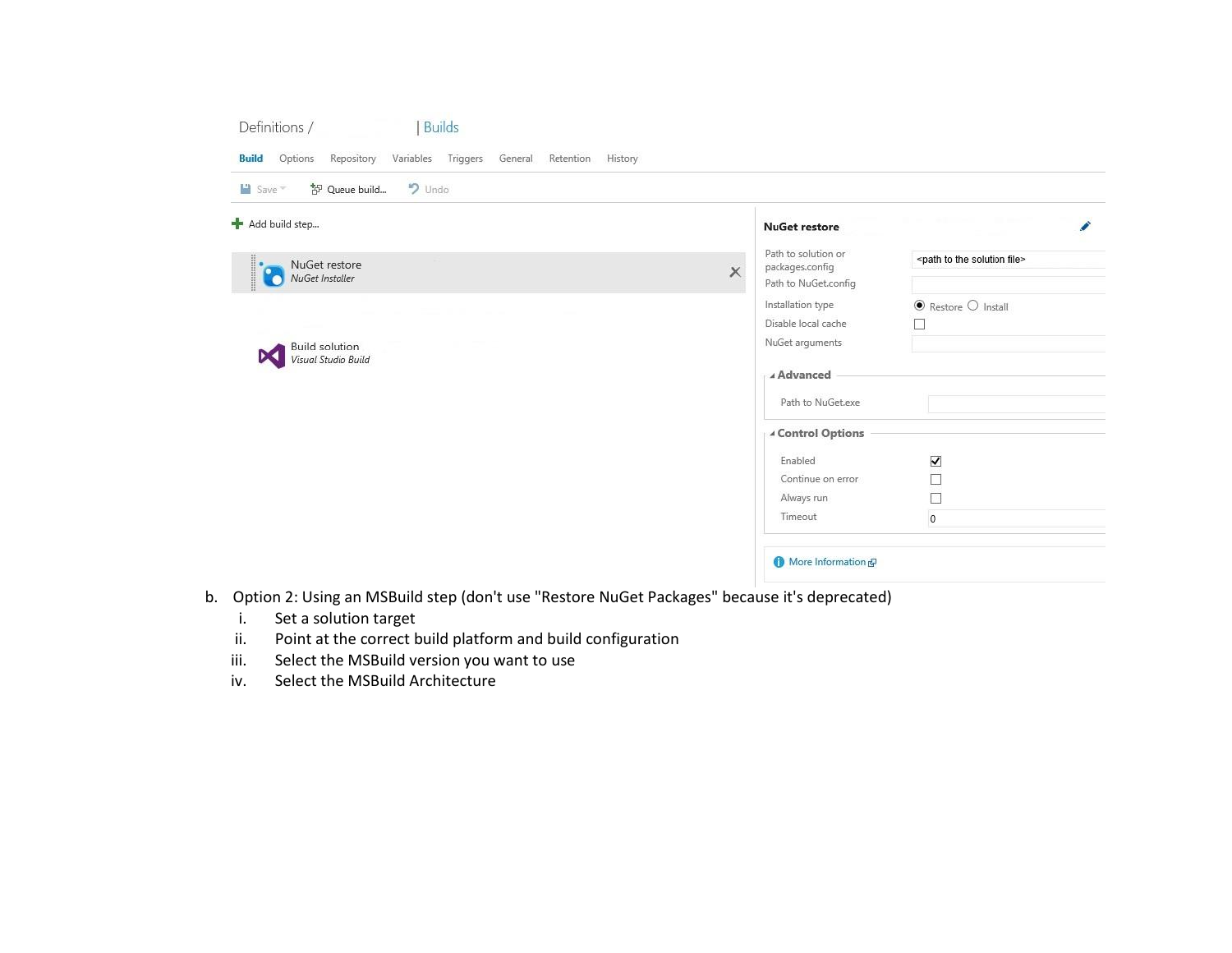Definitions / | Builds

Build Options Repository Variables Triggers General Retention History

Save Queue build... Undo

Add build step...

NuGet restore
*NuGet Installer*

Build solution
*Visual Studio Build*

**NuGet restore**

| | |
|---|---|
| Path to solution or packages.config | <path to the solution file> |
| Path to NuGet.config | |
| Installation type | Restore / Install |
| Disable local cache | |
| NuGet arguments | |

**Advanced**

| | |
|---|---|
| Path to NuGet.exe | |

**Control Options**

| | |
|---|---|
| Enabled | ☑ |
| Continue on error | ☐ |
| Always run | ☐ |
| Timeout | 0 |

More Information

b. Option 2: Using an MSBuild step (don't use "Restore NuGet Packages" because it's deprecated)
   i. Set a solution target
   ii. Point at the correct build platform and build configuration
   iii. Select the MSBuild version you want to use
   iv. Select the MSBuild Architecture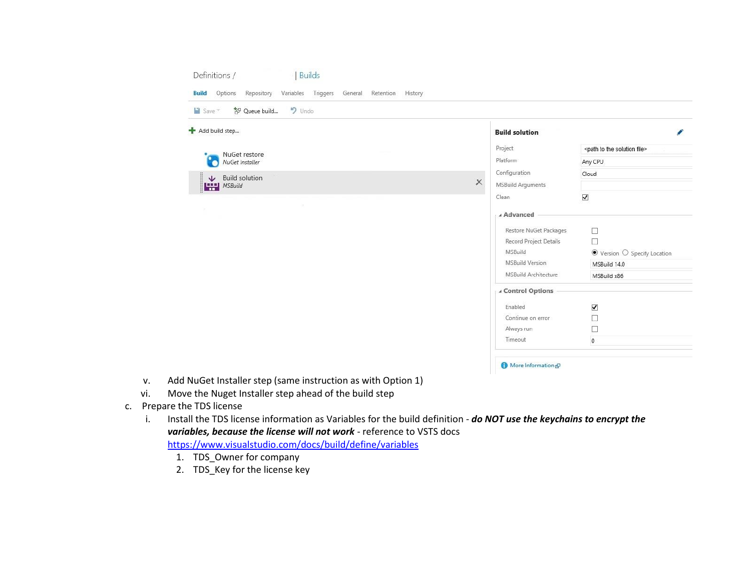v. Add NuGet Installer step (same instruction as with Option 1)

vi. Move the Nuget Installer step ahead of the build step

c. Prepare the TDS license

   i. Install the TDS license information as Variables for the build definition - ***do NOT use the keychains to encrypt the variables, because the license will not work*** - reference to VSTS docs [https://www.visualstudio.com/docs/build/define/variables](https://www.visualstudio.com/docs/build/define/variables)

      1. TDS_Owner for company
      2. TDS_Key for the license key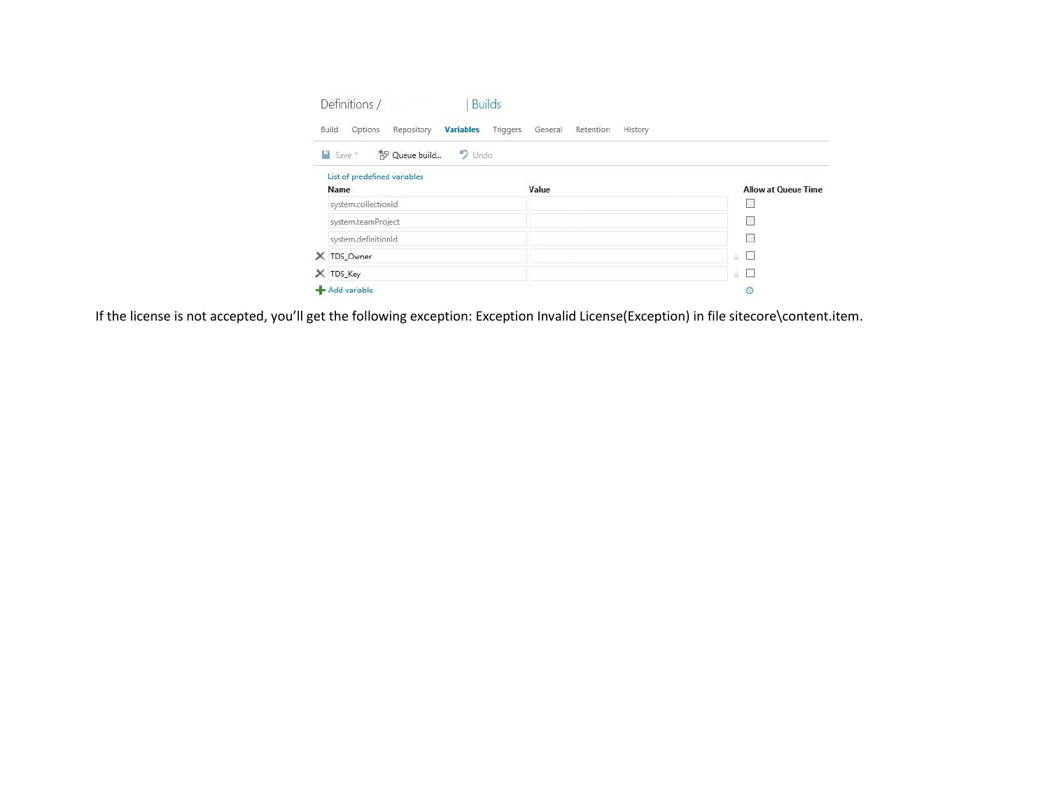If the license is not accepted, you'll get the following exception: Exception Invalid License(Exception) in file sitecore\content.item.